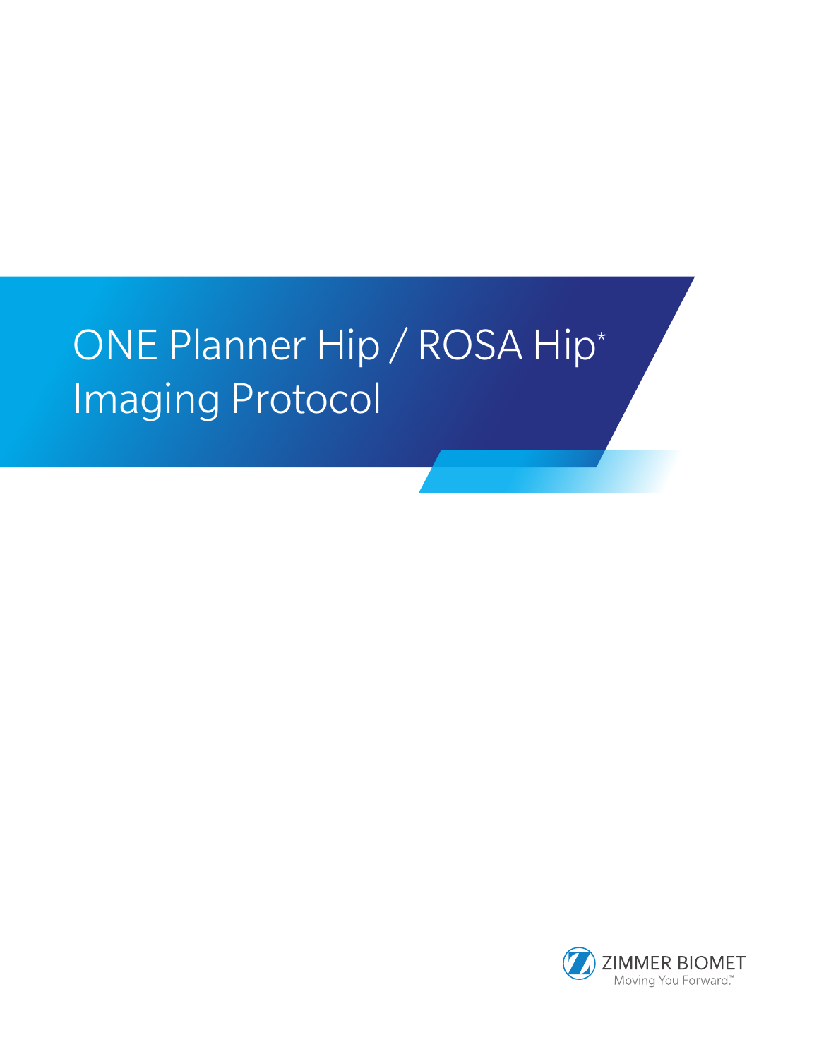# ONE Planner Hip / ROSA Hip* Imaging Protocol

ZIMMER BIOMET

Moving You Forward.™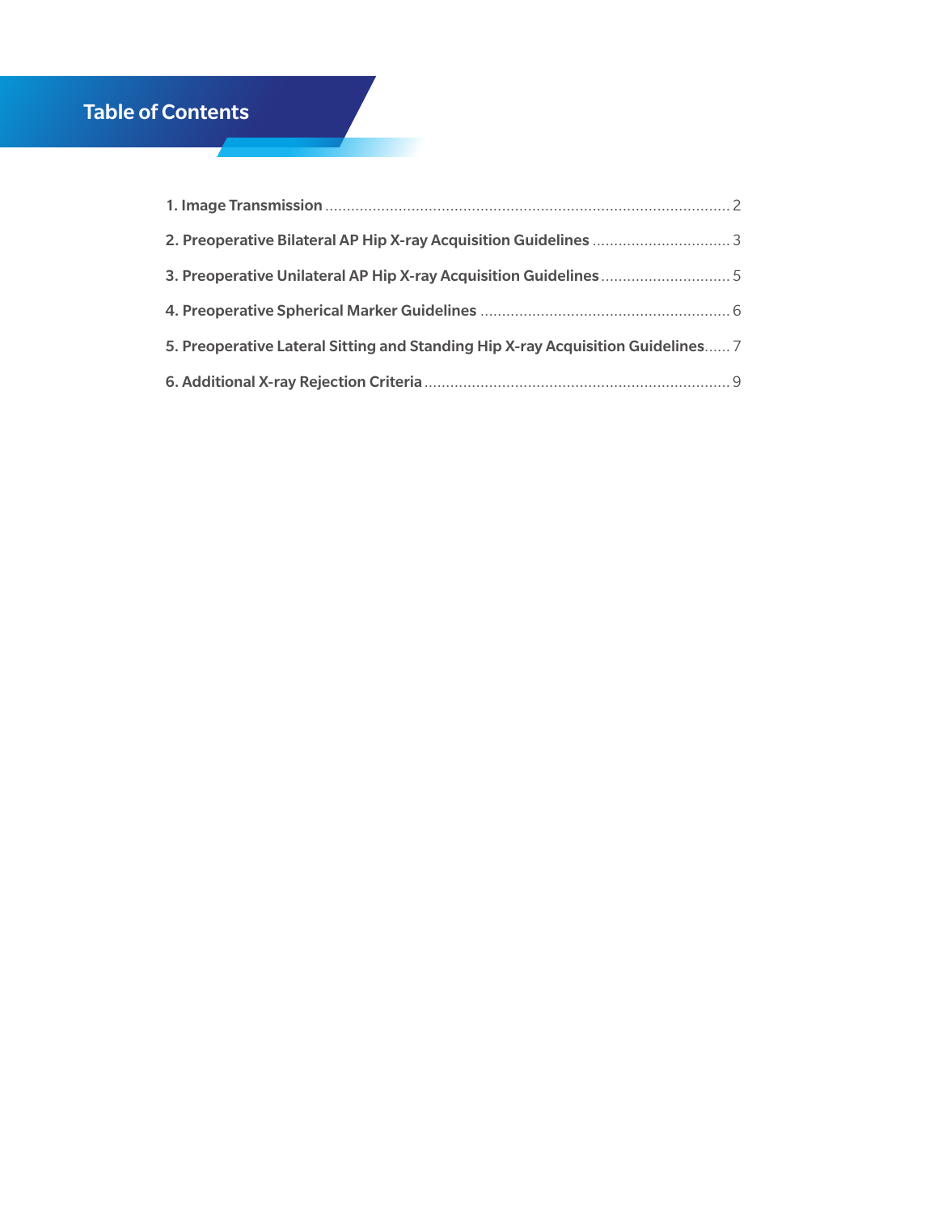# Table of Contents

1. Image Transmission ........................................................................................... 2
2. Preoperative Bilateral AP Hip X-ray Acquisition Guidelines ................................ 3
3. Preoperative Unilateral AP Hip X-ray Acquisition Guidelines .............................. 5
4. Preoperative Spherical Marker Guidelines .......................................................... 6
5. Preoperative Lateral Sitting and Standing Hip X-ray Acquisition Guidelines...... 7
6. Additional X-ray Rejection Criteria ...................................................................... 9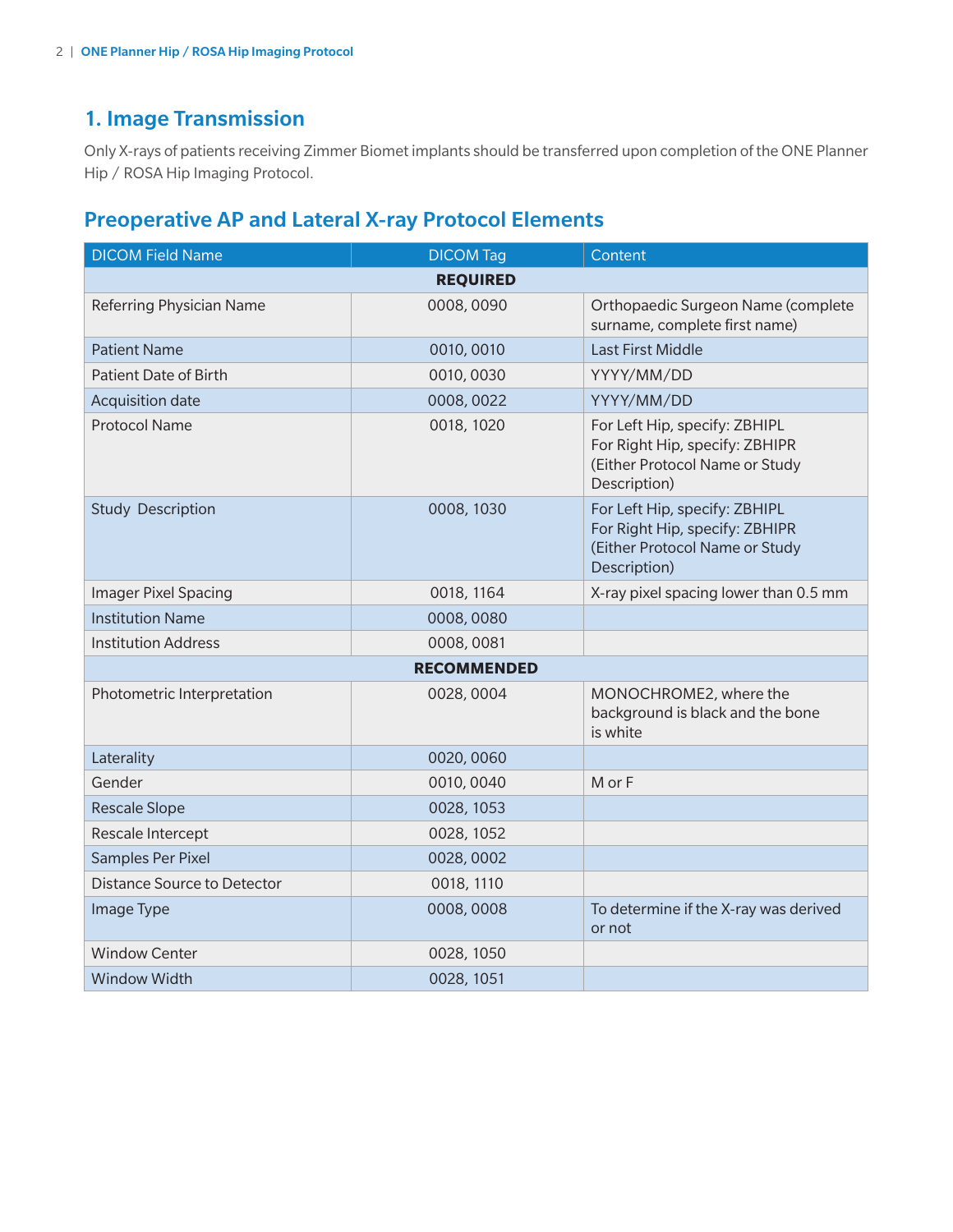## 1. Image Transmission

Only X-rays of patients receiving Zimmer Biomet implants should be transferred upon completion of the ONE Planner Hip / ROSA Hip Imaging Protocol.

## Preoperative AP and Lateral X-ray Protocol Elements

| DICOM Field Name | DICOM Tag | Content |
|---|---|---|
| **REQUIRED** | | |
| Referring Physician Name | 0008, 0090 | Orthopaedic Surgeon Name (complete surname, complete first name) |
| Patient Name | 0010, 0010 | Last First Middle |
| Patient Date of Birth | 0010, 0030 | YYYY/MM/DD |
| Acquisition date | 0008, 0022 | YYYY/MM/DD |
| Protocol Name | 0018, 1020 | For Left Hip, specify: ZBHIPL<br>For Right Hip, specify: ZBHIPR<br>(Either Protocol Name or Study Description) |
| Study Description | 0008, 1030 | For Left Hip, specify: ZBHIPL<br>For Right Hip, specify: ZBHIPR<br>(Either Protocol Name or Study Description) |
| Imager Pixel Spacing | 0018, 1164 | X-ray pixel spacing lower than 0.5 mm |
| Institution Name | 0008, 0080 | |
| Institution Address | 0008, 0081 | |
| **RECOMMENDED** | | |
| Photometric Interpretation | 0028, 0004 | MONOCHROME2, where the background is black and the bone is white |
| Laterality | 0020, 0060 | |
| Gender | 0010, 0040 | M or F |
| Rescale Slope | 0028, 1053 | |
| Rescale Intercept | 0028, 1052 | |
| Samples Per Pixel | 0028, 0002 | |
| Distance Source to Detector | 0018, 1110 | |
| Image Type | 0008, 0008 | To determine if the X-ray was derived or not |
| Window Center | 0028, 1050 | |
| Window Width | 0028, 1051 | |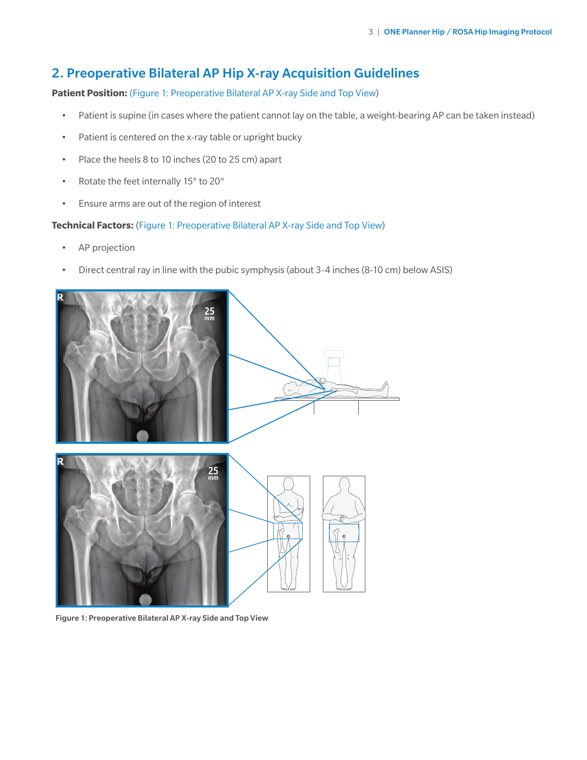## 2. Preoperative Bilateral AP Hip X-ray Acquisition Guidelines

**Patient Position:** (Figure 1: Preoperative Bilateral AP X-ray Side and Top View)

- Patient is supine (in cases where the patient cannot lay on the table, a weight-bearing AP can be taken instead)
- Patient is centered on the x-ray table or upright bucky
- Place the heels 8 to 10 inches (20 to 25 cm) apart
- Rotate the feet internally 15° to 20°
- Ensure arms are out of the region of interest

**Technical Factors:** (Figure 1: Preoperative Bilateral AP X-ray Side and Top View)

- AP projection
- Direct central ray in line with the pubic symphysis (about 3-4 inches (8-10 cm) below ASIS)

**Figure 1: Preoperative Bilateral AP X-ray Side and Top View**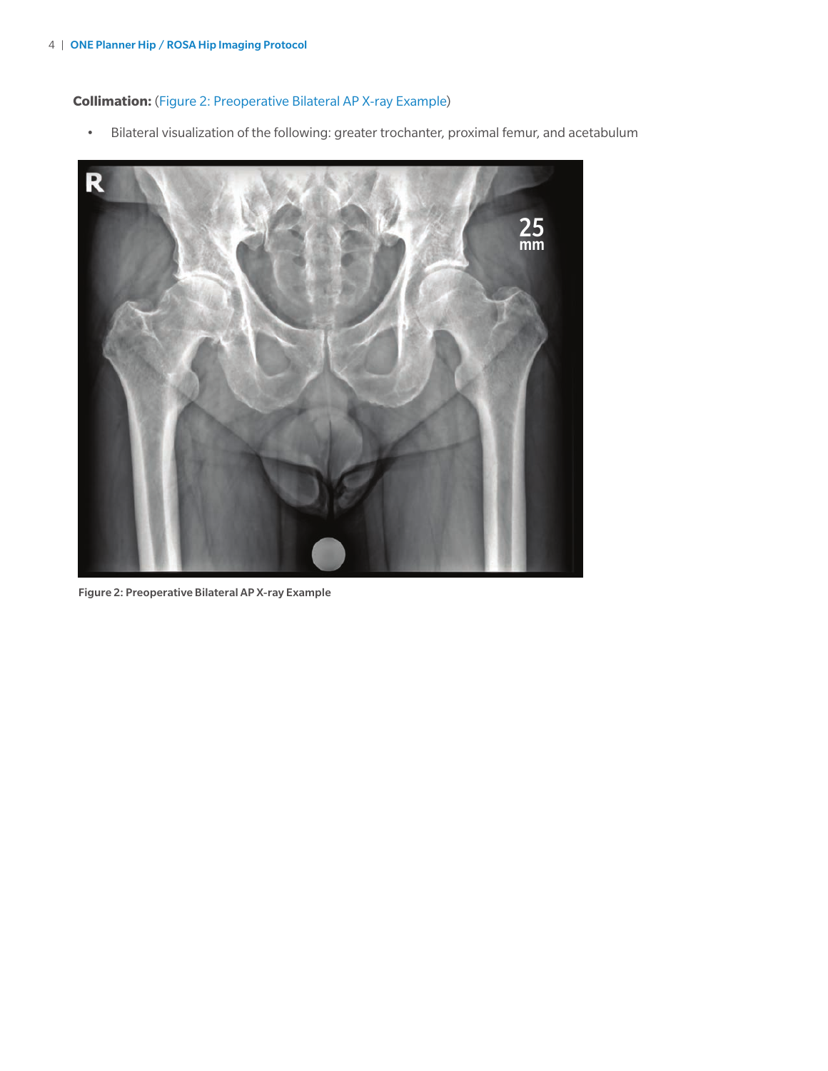**Collimation:** (Figure 2: Preoperative Bilateral AP X-ray Example)

- Bilateral visualization of the following: greater trochanter, proximal femur, and acetabulum

Figure 2: Preoperative Bilateral AP X-ray Example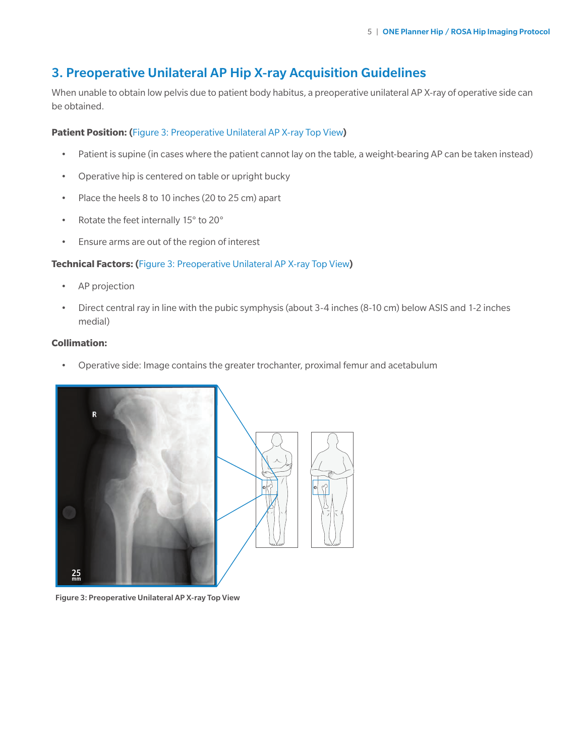## 3. Preoperative Unilateral AP Hip X-ray Acquisition Guidelines

When unable to obtain low pelvis due to patient body habitus, a preoperative unilateral AP X-ray of operative side can be obtained.

**Patient Position: (**Figure 3: Preoperative Unilateral AP X-ray Top View**)**

- Patient is supine (in cases where the patient cannot lay on the table, a weight-bearing AP can be taken instead)
- Operative hip is centered on table or upright bucky
- Place the heels 8 to 10 inches (20 to 25 cm) apart
- Rotate the feet internally 15° to 20°
- Ensure arms are out of the region of interest

**Technical Factors: (**Figure 3: Preoperative Unilateral AP X-ray Top View**)**

- AP projection
- Direct central ray in line with the pubic symphysis (about 3-4 inches (8-10 cm) below ASIS and 1-2 inches medial)

**Collimation:**

- Operative side: Image contains the greater trochanter, proximal femur and acetabulum

**Figure 3: Preoperative Unilateral AP X-ray Top View**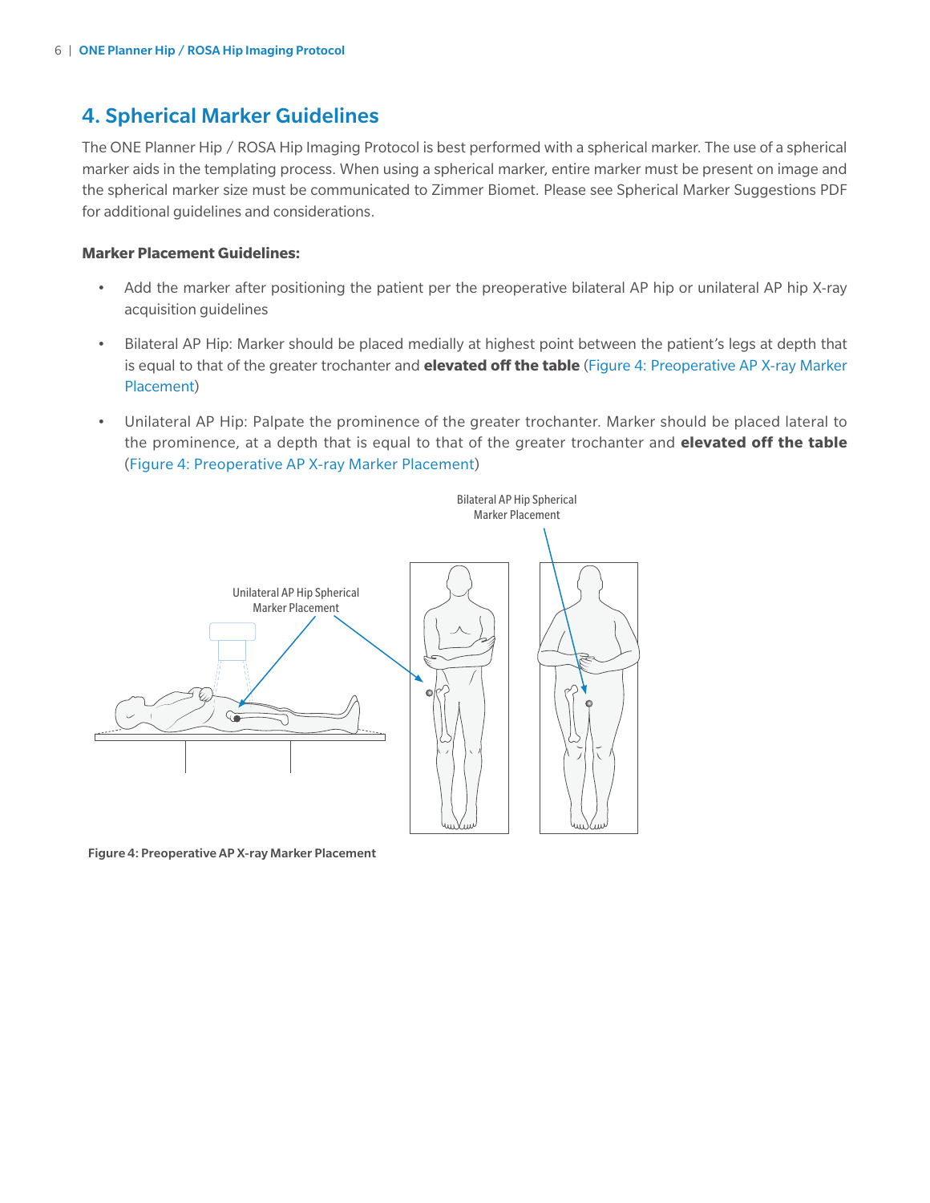## 4. Spherical Marker Guidelines

The ONE Planner Hip / ROSA Hip Imaging Protocol is best performed with a spherical marker. The use of a spherical marker aids in the templating process. When using a spherical marker, entire marker must be present on image and the spherical marker size must be communicated to Zimmer Biomet. Please see Spherical Marker Suggestions PDF for additional guidelines and considerations.

**Marker Placement Guidelines:**

- Add the marker after positioning the patient per the preoperative bilateral AP hip or unilateral AP hip X-ray acquisition guidelines
- Bilateral AP Hip: Marker should be placed medially at highest point between the patient's legs at depth that is equal to that of the greater trochanter and **elevated off the table** (Figure 4: Preoperative AP X-ray Marker Placement)
- Unilateral AP Hip: Palpate the prominence of the greater trochanter. Marker should be placed lateral to the prominence, at a depth that is equal to that of the greater trochanter and **elevated off the table** (Figure 4: Preoperative AP X-ray Marker Placement)

Unilateral AP Hip Spherical Marker Placement

Bilateral AP Hip Spherical Marker Placement

**Figure 4: Preoperative AP X-ray Marker Placement**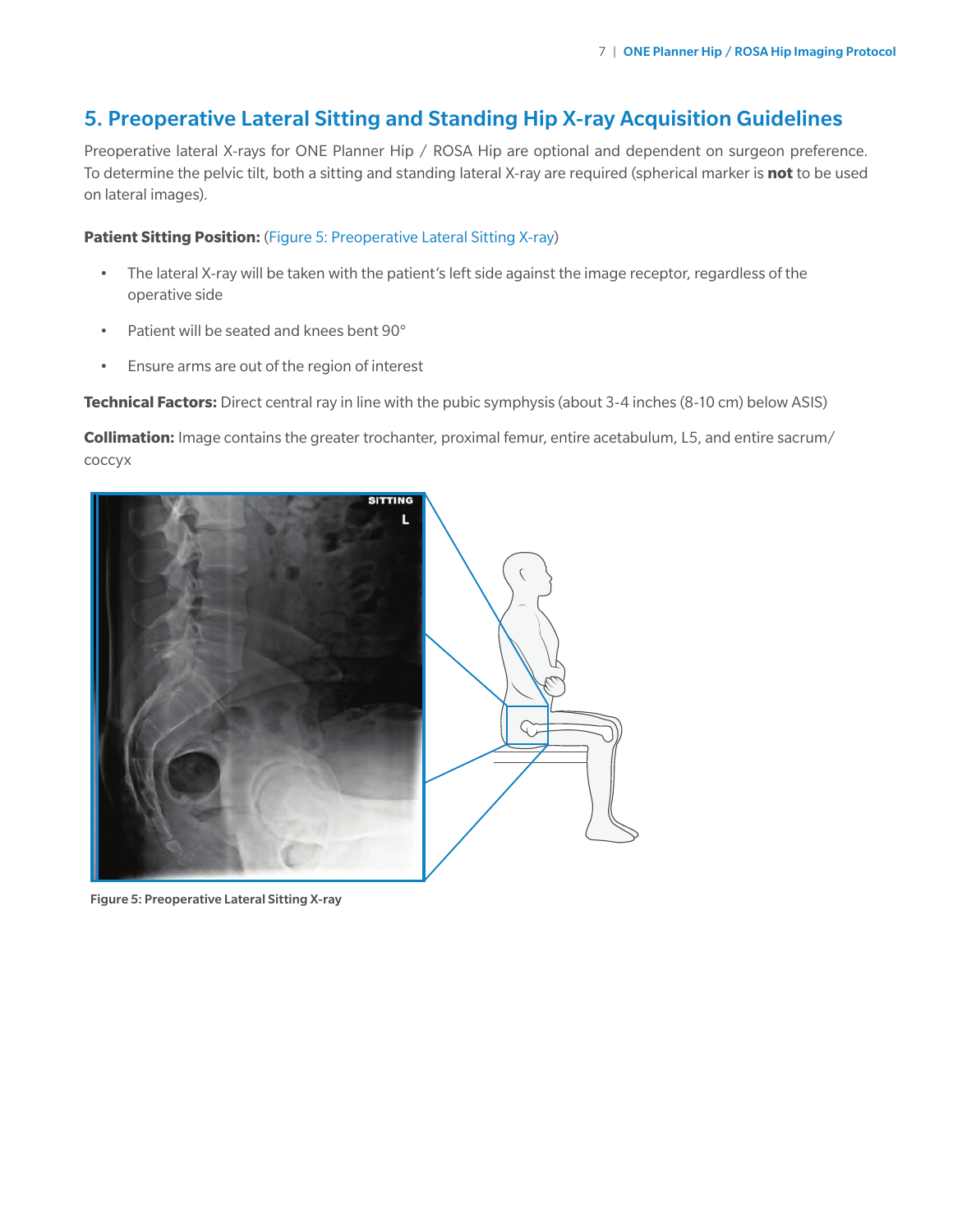## 5. Preoperative Lateral Sitting and Standing Hip X-ray Acquisition Guidelines

Preoperative lateral X-rays for ONE Planner Hip / ROSA Hip are optional and dependent on surgeon preference. To determine the pelvic tilt, both a sitting and standing lateral X-ray are required (spherical marker is **not** to be used on lateral images).

**Patient Sitting Position:** (Figure 5: Preoperative Lateral Sitting X-ray)

- The lateral X-ray will be taken with the patient's left side against the image receptor, regardless of the operative side
- Patient will be seated and knees bent 90°
- Ensure arms are out of the region of interest

**Technical Factors:** Direct central ray in line with the pubic symphysis (about 3-4 inches (8-10 cm) below ASIS)

**Collimation:** Image contains the greater trochanter, proximal femur, entire acetabulum, L5, and entire sacrum/coccyx

Figure 5: Preoperative Lateral Sitting X-ray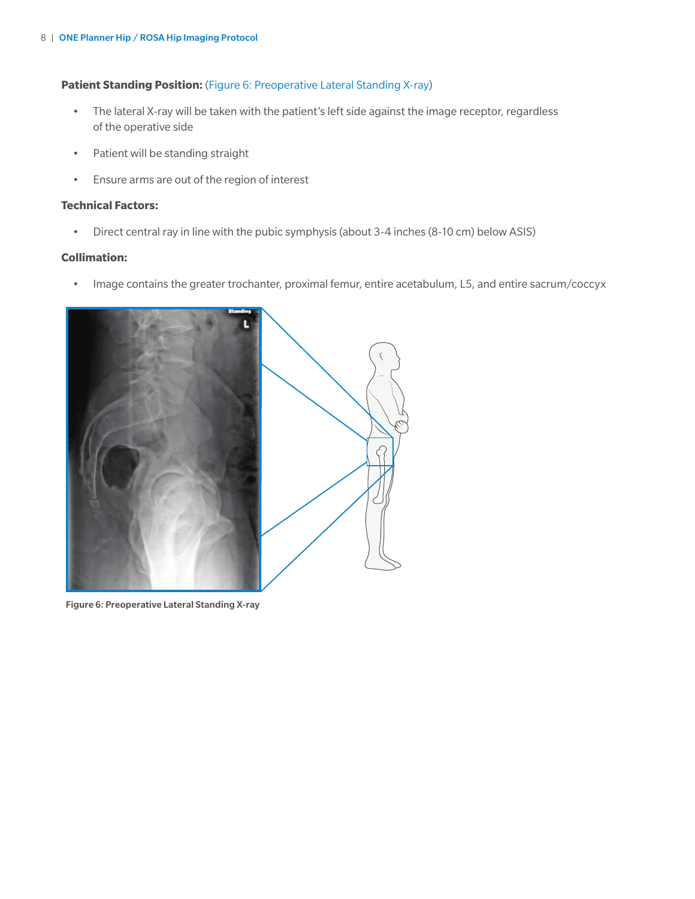**Patient Standing Position:** (Figure 6: Preoperative Lateral Standing X-ray)

- The lateral X-ray will be taken with the patient's left side against the image receptor, regardless of the operative side
- Patient will be standing straight
- Ensure arms are out of the region of interest

**Technical Factors:**

- Direct central ray in line with the pubic symphysis (about 3-4 inches (8-10 cm) below ASIS)

**Collimation:**

- Image contains the greater trochanter, proximal femur, entire acetabulum, L5, and entire sacrum/coccyx

Figure 6: Preoperative Lateral Standing X-ray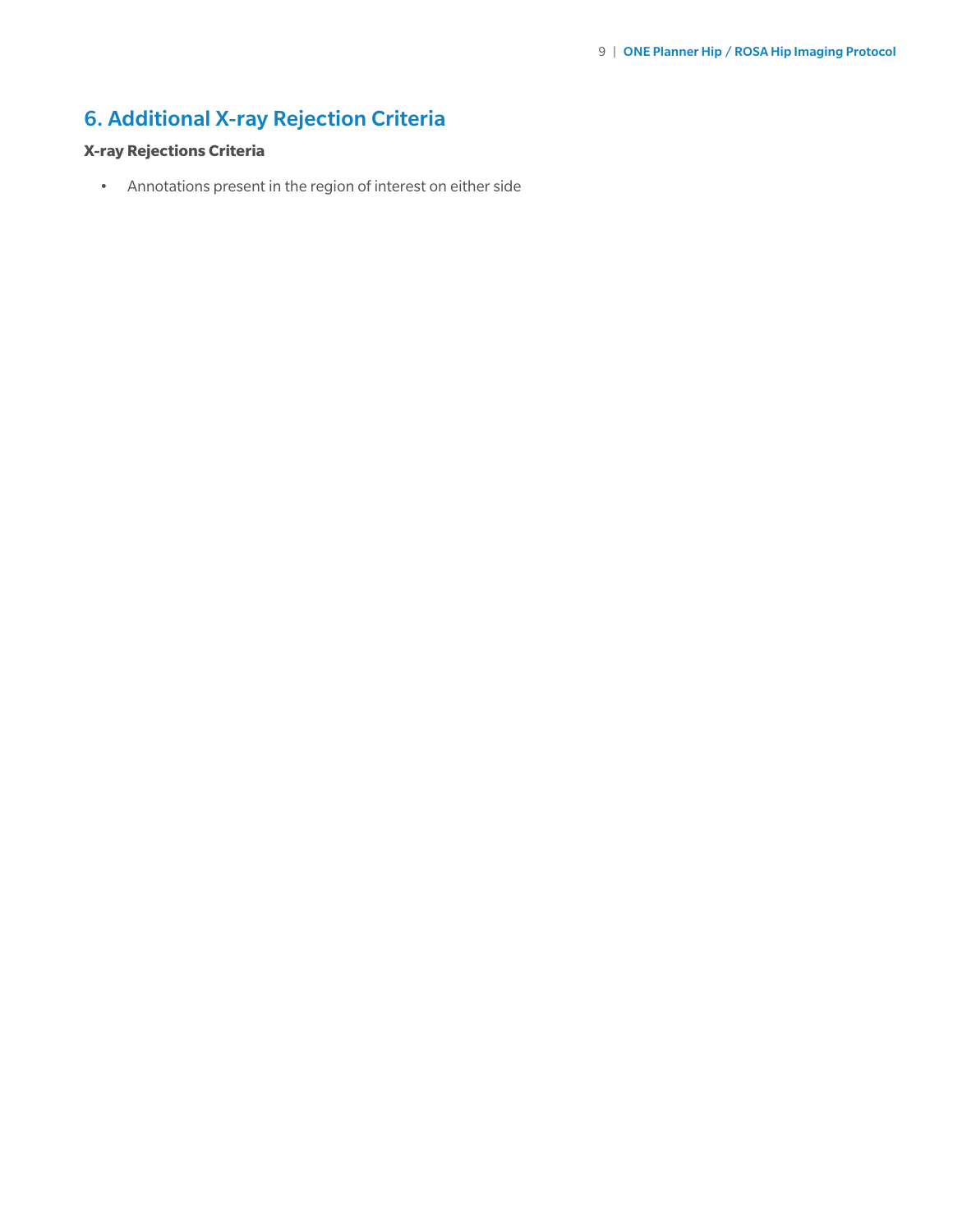## 6. Additional X-ray Rejection Criteria

**X-ray Rejections Criteria**

- Annotations present in the region of interest on either side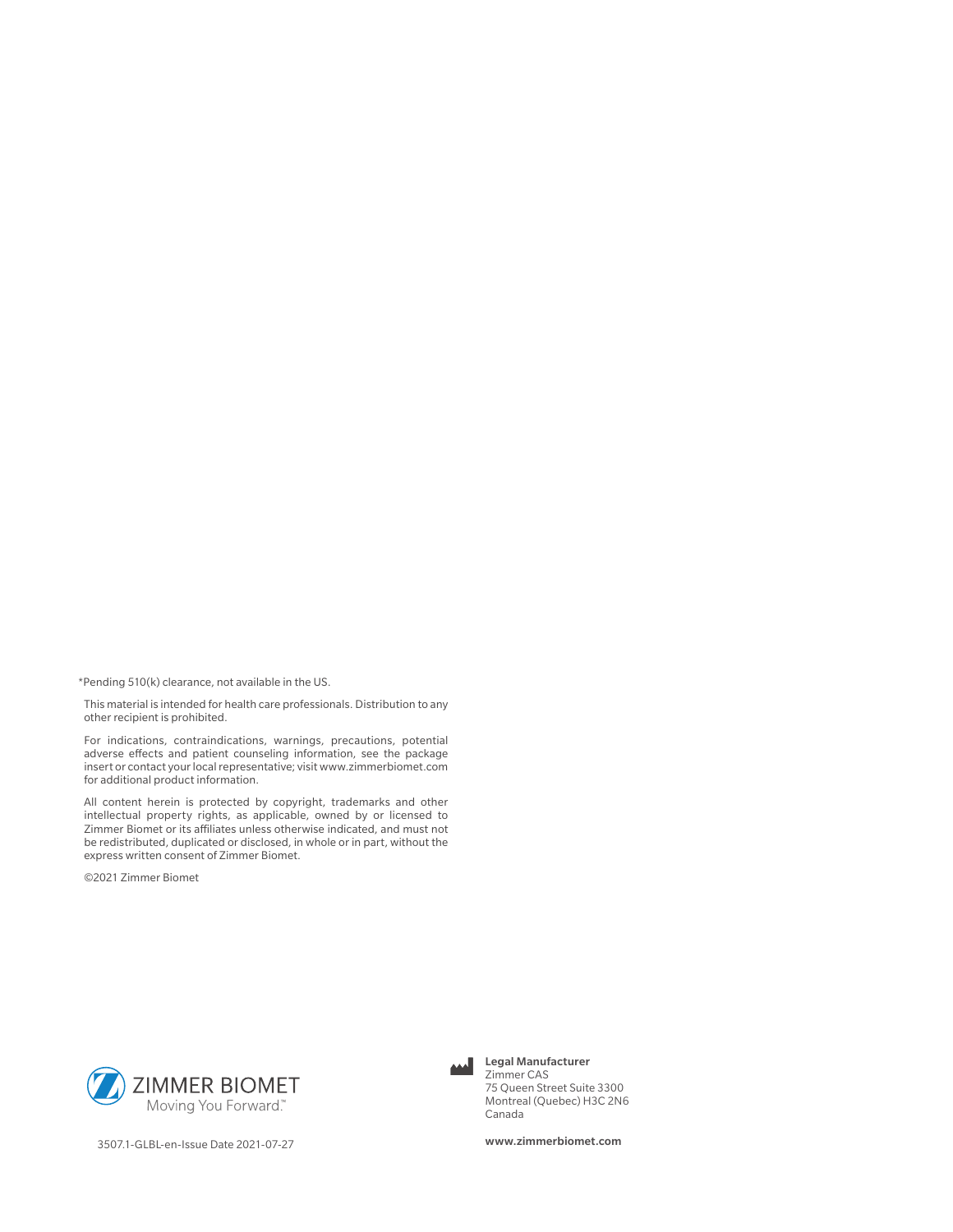*Pending 510(k) clearance, not available in the US.

This material is intended for health care professionals. Distribution to any other recipient is prohibited.

For indications, contraindications, warnings, precautions, potential adverse effects and patient counseling information, see the package insert or contact your local representative; visit www.zimmerbiomet.com for additional product information.

All content herein is protected by copyright, trademarks and other intellectual property rights, as applicable, owned by or licensed to Zimmer Biomet or its affiliates unless otherwise indicated, and must not be redistributed, duplicated or disclosed, in whole or in part, without the express written consent of Zimmer Biomet.

©2021 Zimmer Biomet

ZIMMER BIOMET
Moving You Forward.™

**Legal Manufacturer**
Zimmer CAS
75 Queen Street Suite 3300
Montreal (Quebec) H3C 2N6
Canada

3507.1-GLBL-en-Issue Date 2021-07-27

**www.zimmerbiomet.com**